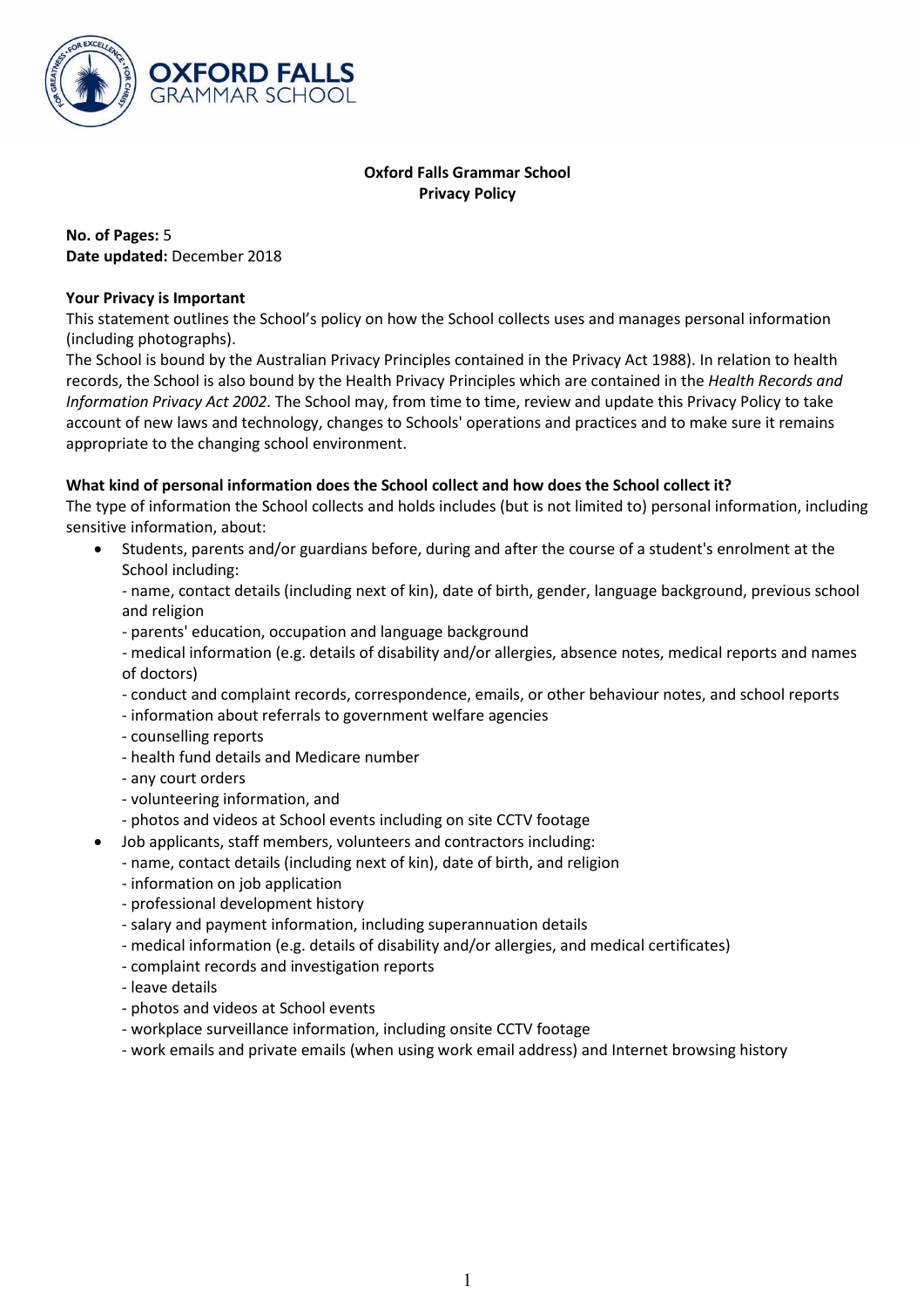**Oxford Falls Grammar School**
**Privacy Policy**

**No. of Pages:** 5
**Date updated:** December 2018

**Your Privacy is Important**

This statement outlines the School's policy on how the School collects uses and manages personal information (including photographs).

The School is bound by the Australian Privacy Principles contained in the Privacy Act 1988). In relation to health records, the School is also bound by the Health Privacy Principles which are contained in the *Health Records and Information Privacy Act 2002.* The School may, from time to time, review and update this Privacy Policy to take account of new laws and technology, changes to Schools' operations and practices and to make sure it remains appropriate to the changing school environment.

**What kind of personal information does the School collect and how does the School collect it?**

The type of information the School collects and holds includes (but is not limited to) personal information, including sensitive information, about:

- Students, parents and/or guardians before, during and after the course of a student's enrolment at the School including:
  - name, contact details (including next of kin), date of birth, gender, language background, previous school and religion
  - parents' education, occupation and language background
  - medical information (e.g. details of disability and/or allergies, absence notes, medical reports and names of doctors)
  - conduct and complaint records, correspondence, emails, or other behaviour notes, and school reports
  - information about referrals to government welfare agencies
  - counselling reports
  - health fund details and Medicare number
  - any court orders
  - volunteering information, and
  - photos and videos at School events including on site CCTV footage
- Job applicants, staff members, volunteers and contractors including:
  - name, contact details (including next of kin), date of birth, and religion
  - information on job application
  - professional development history
  - salary and payment information, including superannuation details
  - medical information (e.g. details of disability and/or allergies, and medical certificates)
  - complaint records and investigation reports
  - leave details
  - photos and videos at School events
  - workplace surveillance information, including onsite CCTV footage
  - work emails and private emails (when using work email address) and Internet browsing history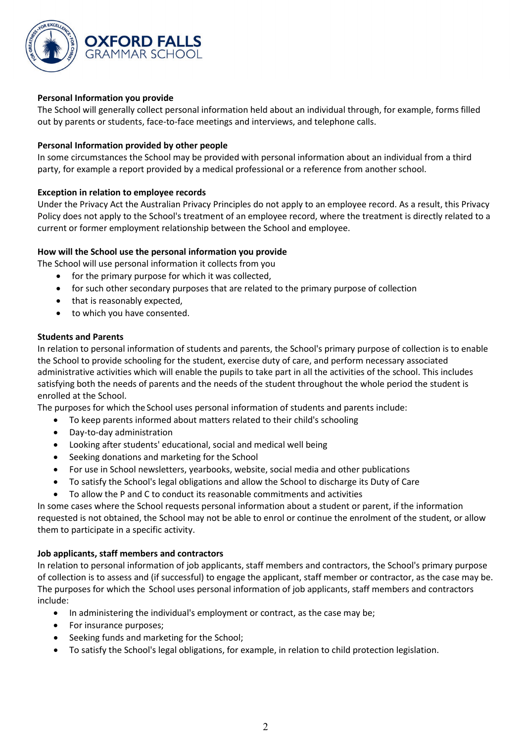**Personal Information you provide**

The School will generally collect personal information held about an individual through, for example, forms filled out by parents or students, face-to-face meetings and interviews, and telephone calls.

**Personal Information provided by other people**

In some circumstances the School may be provided with personal information about an individual from a third party, for example a report provided by a medical professional or a reference from another school.

**Exception in relation to employee records**

Under the Privacy Act the Australian Privacy Principles do not apply to an employee record. As a result, this Privacy Policy does not apply to the School's treatment of an employee record, where the treatment is directly related to a current or former employment relationship between the School and employee.

**How will the School use the personal information you provide**

The School will use personal information it collects from you

- for the primary purpose for which it was collected,
- for such other secondary purposes that are related to the primary purpose of collection
- that is reasonably expected,
- to which you have consented.

**Students and Parents**

In relation to personal information of students and parents, the School's primary purpose of collection is to enable the School to provide schooling for the student, exercise duty of care, and perform necessary associated administrative activities which will enable the pupils to take part in all the activities of the school. This includes satisfying both the needs of parents and the needs of the student throughout the whole period the student is enrolled at the School.

The purposes for which the School uses personal information of students and parents include:

- To keep parents informed about matters related to their child's schooling
- Day-to-day administration
- Looking after students' educational, social and medical well being
- Seeking donations and marketing for the School
- For use in School newsletters, yearbooks, website, social media and other publications
- To satisfy the School's legal obligations and allow the School to discharge its Duty of Care
- To allow the P and C to conduct its reasonable commitments and activities

In some cases where the School requests personal information about a student or parent, if the information requested is not obtained, the School may not be able to enrol or continue the enrolment of the student, or allow them to participate in a specific activity.

**Job applicants, staff members and contractors**

In relation to personal information of job applicants, staff members and contractors, the School's primary purpose of collection is to assess and (if successful) to engage the applicant, staff member or contractor, as the case may be. The purposes for which the School uses personal information of job applicants, staff members and contractors include:

- In administering the individual's employment or contract, as the case may be;
- For insurance purposes;
- Seeking funds and marketing for the School;
- To satisfy the School's legal obligations, for example, in relation to child protection legislation.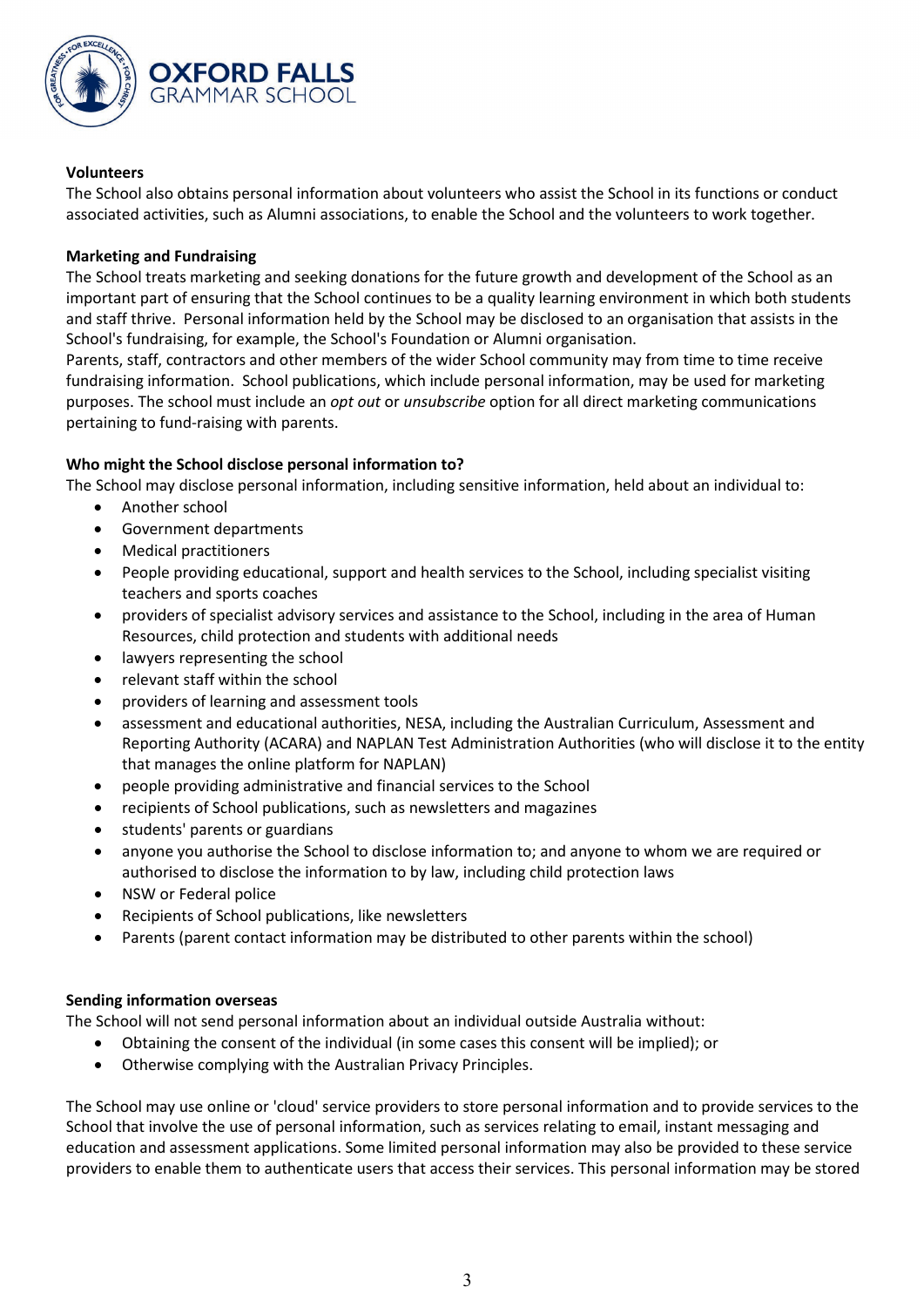### Volunteers

The School also obtains personal information about volunteers who assist the School in its functions or conduct associated activities, such as Alumni associations, to enable the School and the volunteers to work together.

### Marketing and Fundraising

The School treats marketing and seeking donations for the future growth and development of the School as an important part of ensuring that the School continues to be a quality learning environment in which both students and staff thrive. Personal information held by the School may be disclosed to an organisation that assists in the School's fundraising, for example, the School's Foundation or Alumni organisation.

Parents, staff, contractors and other members of the wider School community may from time to time receive fundraising information. School publications, which include personal information, may be used for marketing purposes. The school must include an *opt out* or *unsubscribe* option for all direct marketing communications pertaining to fund-raising with parents.

### Who might the School disclose personal information to?

The School may disclose personal information, including sensitive information, held about an individual to:

- Another school
- Government departments
- Medical practitioners
- People providing educational, support and health services to the School, including specialist visiting teachers and sports coaches
- providers of specialist advisory services and assistance to the School, including in the area of Human Resources, child protection and students with additional needs
- lawyers representing the school
- relevant staff within the school
- providers of learning and assessment tools
- assessment and educational authorities, NESA, including the Australian Curriculum, Assessment and Reporting Authority (ACARA) and NAPLAN Test Administration Authorities (who will disclose it to the entity that manages the online platform for NAPLAN)
- people providing administrative and financial services to the School
- recipients of School publications, such as newsletters and magazines
- students' parents or guardians
- anyone you authorise the School to disclose information to; and anyone to whom we are required or authorised to disclose the information to by law, including child protection laws
- NSW or Federal police
- Recipients of School publications, like newsletters
- Parents (parent contact information may be distributed to other parents within the school)

### Sending information overseas

The School will not send personal information about an individual outside Australia without:

- Obtaining the consent of the individual (in some cases this consent will be implied); or
- Otherwise complying with the Australian Privacy Principles.

The School may use online or 'cloud' service providers to store personal information and to provide services to the School that involve the use of personal information, such as services relating to email, instant messaging and education and assessment applications. Some limited personal information may also be provided to these service providers to enable them to authenticate users that access their services. This personal information may be stored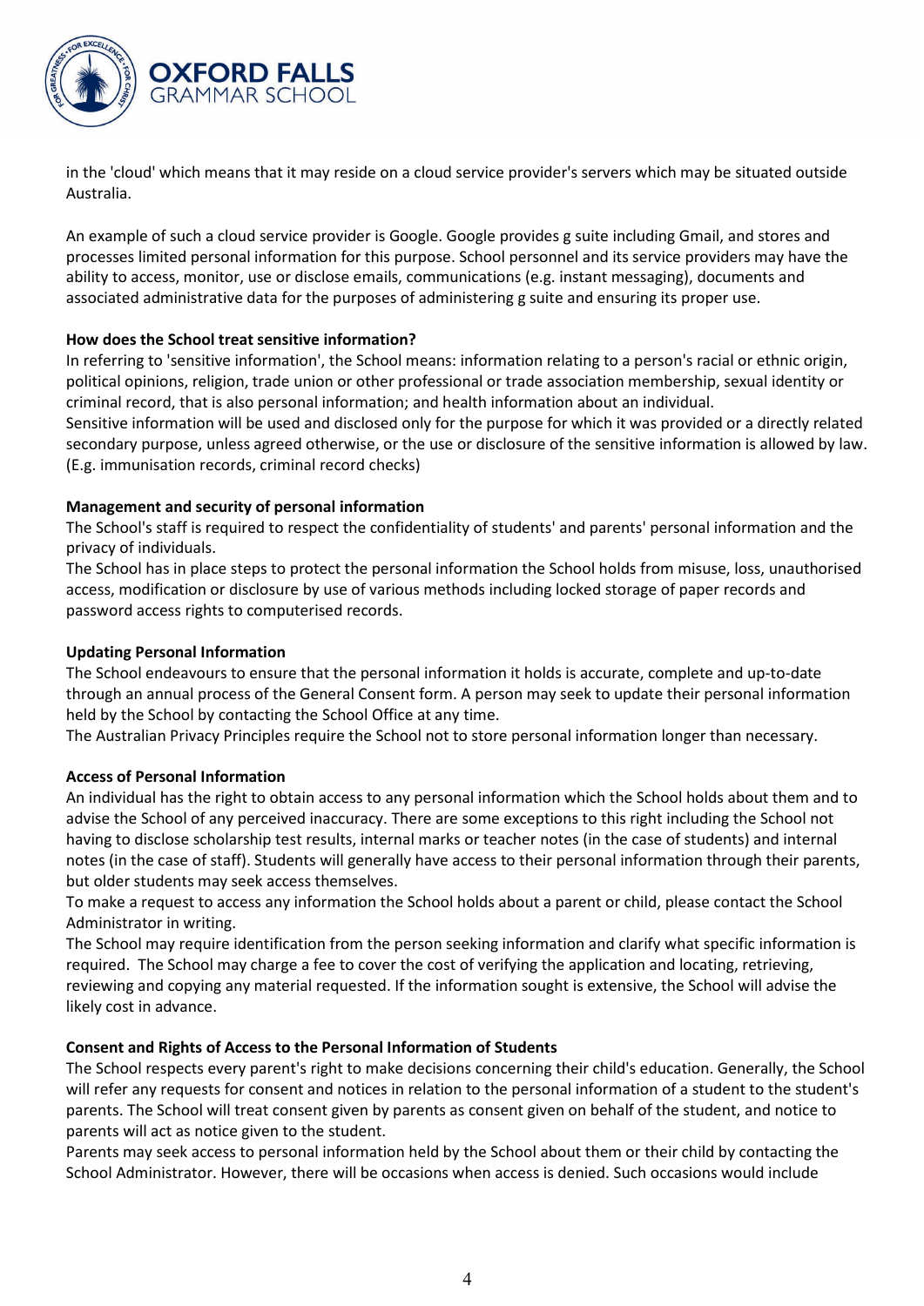in the 'cloud' which means that it may reside on a cloud service provider's servers which may be situated outside Australia.

An example of such a cloud service provider is Google. Google provides g suite including Gmail, and stores and processes limited personal information for this purpose. School personnel and its service providers may have the ability to access, monitor, use or disclose emails, communications (e.g. instant messaging), documents and associated administrative data for the purposes of administering g suite and ensuring its proper use.

**How does the School treat sensitive information?**

In referring to 'sensitive information', the School means: information relating to a person's racial or ethnic origin, political opinions, religion, trade union or other professional or trade association membership, sexual identity or criminal record, that is also personal information; and health information about an individual.

Sensitive information will be used and disclosed only for the purpose for which it was provided or a directly related secondary purpose, unless agreed otherwise, or the use or disclosure of the sensitive information is allowed by law. (E.g. immunisation records, criminal record checks)

**Management and security of personal information**

The School's staff is required to respect the confidentiality of students' and parents' personal information and the privacy of individuals.

The School has in place steps to protect the personal information the School holds from misuse, loss, unauthorised access, modification or disclosure by use of various methods including locked storage of paper records and password access rights to computerised records.

**Updating Personal Information**

The School endeavours to ensure that the personal information it holds is accurate, complete and up-to-date through an annual process of the General Consent form. A person may seek to update their personal information held by the School by contacting the School Office at any time.

The Australian Privacy Principles require the School not to store personal information longer than necessary.

**Access of Personal Information**

An individual has the right to obtain access to any personal information which the School holds about them and to advise the School of any perceived inaccuracy. There are some exceptions to this right including the School not having to disclose scholarship test results, internal marks or teacher notes (in the case of students) and internal notes (in the case of staff). Students will generally have access to their personal information through their parents, but older students may seek access themselves.

To make a request to access any information the School holds about a parent or child, please contact the School Administrator in writing.

The School may require identification from the person seeking information and clarify what specific information is required. The School may charge a fee to cover the cost of verifying the application and locating, retrieving, reviewing and copying any material requested. If the information sought is extensive, the School will advise the likely cost in advance.

**Consent and Rights of Access to the Personal Information of Students**

The School respects every parent's right to make decisions concerning their child's education. Generally, the School will refer any requests for consent and notices in relation to the personal information of a student to the student's parents. The School will treat consent given by parents as consent given on behalf of the student, and notice to parents will act as notice given to the student.

Parents may seek access to personal information held by the School about them or their child by contacting the School Administrator. However, there will be occasions when access is denied. Such occasions would include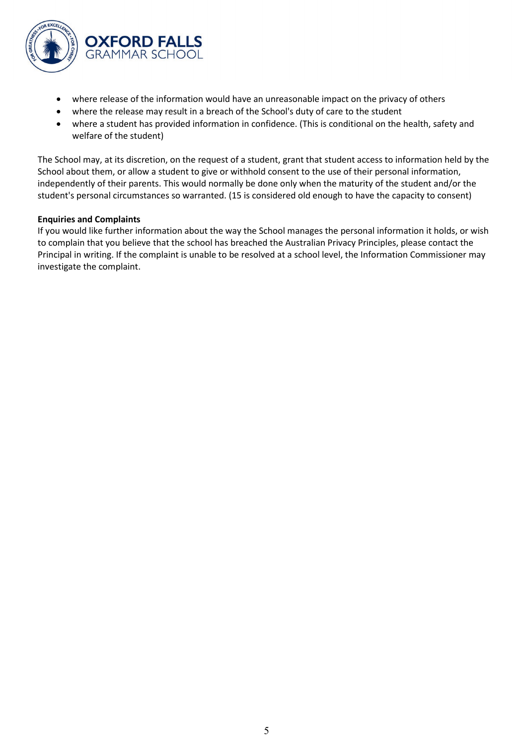- where release of the information would have an unreasonable impact on the privacy of others
- where the release may result in a breach of the School's duty of care to the student
- where a student has provided information in confidence. (This is conditional on the health, safety and welfare of the student)

The School may, at its discretion, on the request of a student, grant that student access to information held by the School about them, or allow a student to give or withhold consent to the use of their personal information, independently of their parents. This would normally be done only when the maturity of the student and/or the student's personal circumstances so warranted. (15 is considered old enough to have the capacity to consent)

**Enquiries and Complaints**

If you would like further information about the way the School manages the personal information it holds, or wish to complain that you believe that the school has breached the Australian Privacy Principles, please contact the Principal in writing. If the complaint is unable to be resolved at a school level, the Information Commissioner may investigate the complaint.